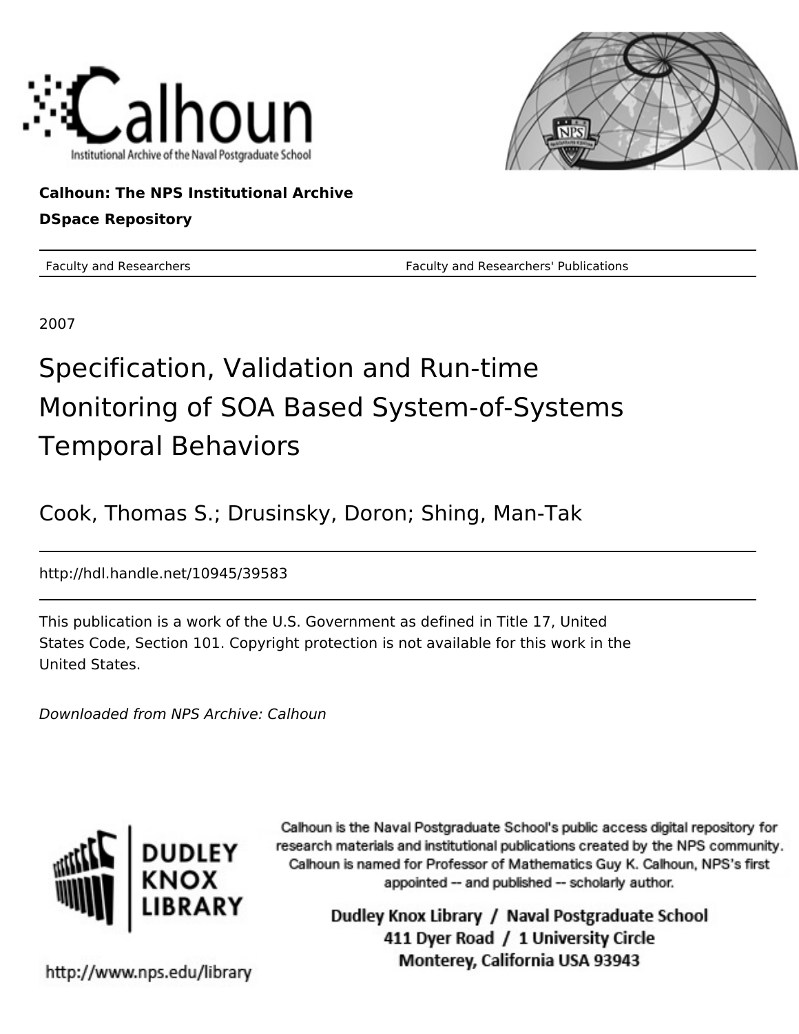**Calhoun: The NPS Institutional Archive**

**DSpace Repository**

Faculty and Researchers — Faculty and Researchers' Publications

2007

# Specification, Validation and Run-time Monitoring of SOA Based System-of-Systems Temporal Behaviors

Cook, Thomas S.; Drusinsky, Doron; Shing, Man-Tak

http://hdl.handle.net/10945/39583

This publication is a work of the U.S. Government as defined in Title 17, United States Code, Section 101. Copyright protection is not available for this work in the United States.

*Downloaded from NPS Archive: Calhoun*

Calhoun is the Naval Postgraduate School's public access digital repository for research materials and institutional publications created by the NPS community. Calhoun is named for Professor of Mathematics Guy K. Calhoun, NPS's first appointed -- and published -- scholarly author.

Dudley Knox Library / Naval Postgraduate School
411 Dyer Road / 1 University Circle
Monterey, California USA 93943

http://www.nps.edu/library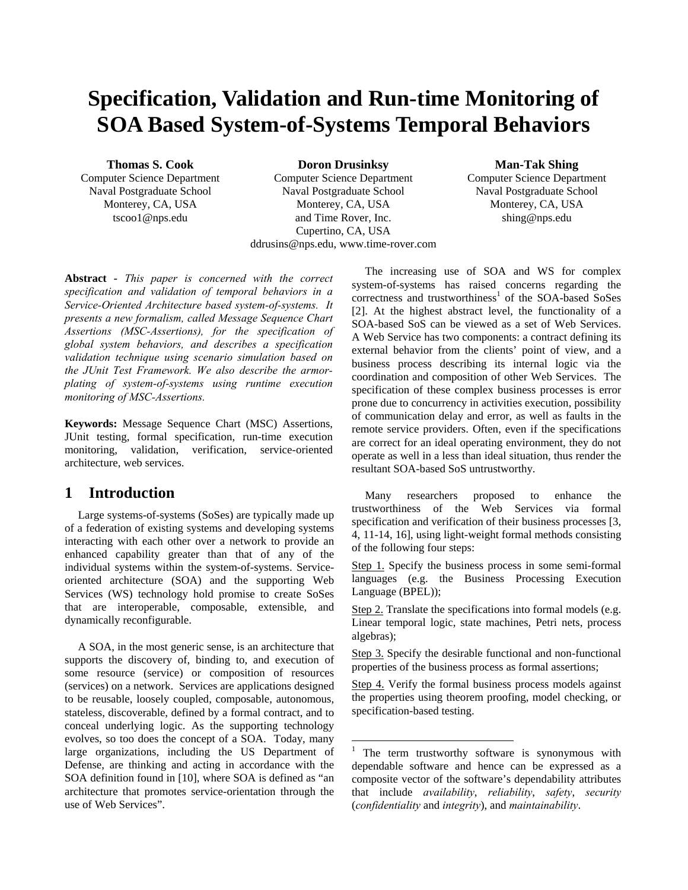# Specification, Validation and Run-time Monitoring of SOA Based System-of-Systems Temporal Behaviors

**Thomas S. Cook**
Computer Science Department
Naval Postgraduate School
Monterey, CA, USA
tscoo1@nps.edu

**Doron Drusinksy**
Computer Science Department
Naval Postgraduate School
Monterey, CA, USA
and Time Rover, Inc.
Cupertino, CA, USA
ddrusins@nps.edu, www.time-rover.com

**Man-Tak Shing**
Computer Science Department
Naval Postgraduate School
Monterey, CA, USA
shing@nps.edu

**Abstract -** *This paper is concerned with the correct specification and validation of temporal behaviors in a Service-Oriented Architecture based system-of-systems. It presents a new formalism, called Message Sequence Chart Assertions (MSC-Assertions), for the specification of global system behaviors, and describes a specification validation technique using scenario simulation based on the JUnit Test Framework. We also describe the armor-plating of system-of-systems using runtime execution monitoring of MSC-Assertions.*

**Keywords:** Message Sequence Chart (MSC) Assertions, JUnit testing, formal specification, run-time execution monitoring, validation, verification, service-oriented architecture, web services.

## 1 Introduction

Large systems-of-systems (SoSes) are typically made up of a federation of existing systems and developing systems interacting with each other over a network to provide an enhanced capability greater than that of any of the individual systems within the system-of-systems. Service-oriented architecture (SOA) and the supporting Web Services (WS) technology hold promise to create SoSes that are interoperable, composable, extensible, and dynamically reconfigurable.

A SOA, in the most generic sense, is an architecture that supports the discovery of, binding to, and execution of some resource (service) or composition of resources (services) on a network. Services are applications designed to be reusable, loosely coupled, composable, autonomous, stateless, discoverable, defined by a formal contract, and to conceal underlying logic. As the supporting technology evolves, so too does the concept of a SOA. Today, many large organizations, including the US Department of Defense, are thinking and acting in accordance with the SOA definition found in [10], where SOA is defined as "an architecture that promotes service-orientation through the use of Web Services".

The increasing use of SOA and WS for complex system-of-systems has raised concerns regarding the correctness and trustworthiness[1] of the SOA-based SoSes [2]. At the highest abstract level, the functionality of a SOA-based SoS can be viewed as a set of Web Services. A Web Service has two components: a contract defining its external behavior from the clients' point of view, and a business process describing its internal logic via the coordination and composition of other Web Services. The specification of these complex business processes is error prone due to concurrency in activities execution, possibility of communication delay and error, as well as faults in the remote service providers. Often, even if the specifications are correct for an ideal operating environment, they do not operate as well in a less than ideal situation, thus render the resultant SOA-based SoS untrustworthy.

Many researchers proposed to enhance the trustworthiness of the Web Services via formal specification and verification of their business processes [3, 4, 11-14, 16], using light-weight formal methods consisting of the following four steps:

Step 1. Specify the business process in some semi-formal languages (e.g. the Business Processing Execution Language (BPEL));

Step 2. Translate the specifications into formal models (e.g. Linear temporal logic, state machines, Petri nets, process algebras);

Step 3. Specify the desirable functional and non-functional properties of the business process as formal assertions;

Step 4. Verify the formal business process models against the properties using theorem proofing, model checking, or specification-based testing.

[1] The term trustworthy software is synonymous with dependable software and hence can be expressed as a composite vector of the software's dependability attributes that include *availability*, *reliability*, *safety*, *security* (*confidentiality* and *integrity*), and *maintainability*.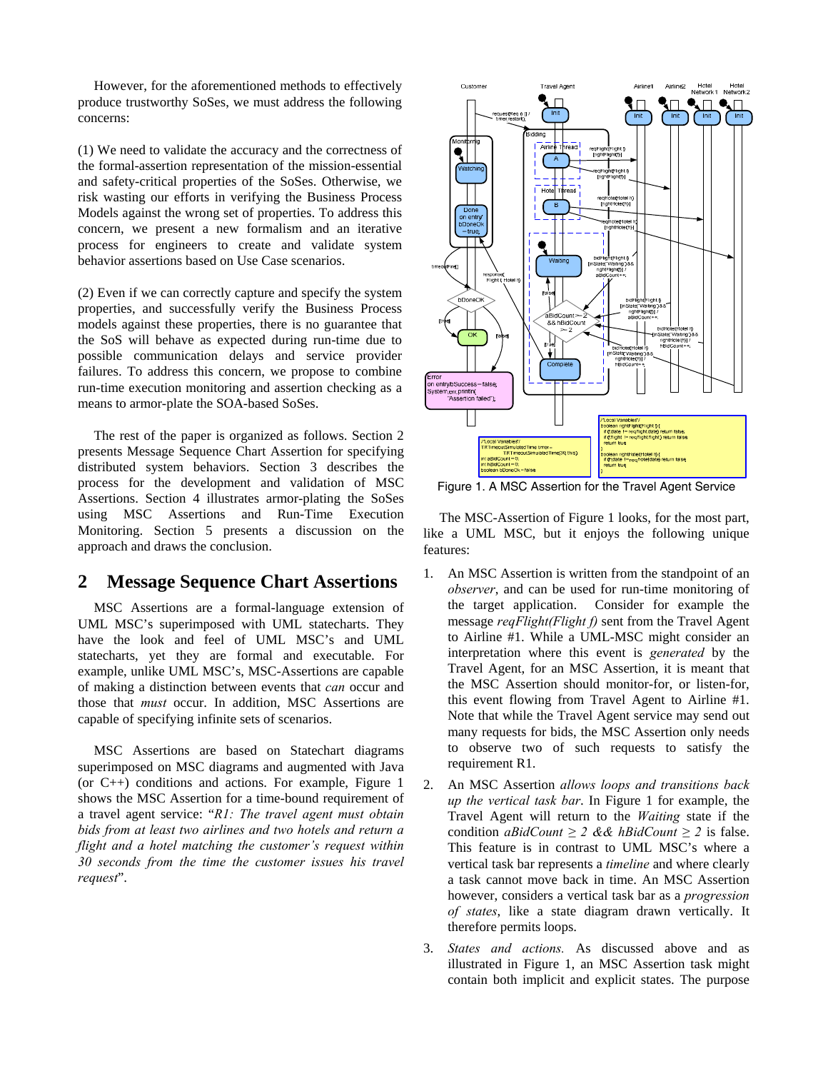However, for the aforementioned methods to effectively produce trustworthy SoSes, we must address the following concerns:

(1) We need to validate the accuracy and the correctness of the formal-assertion representation of the mission-essential and safety-critical properties of the SoSes. Otherwise, we risk wasting our efforts in verifying the Business Process Models against the wrong set of properties. To address this concern, we present a new formalism and an iterative process for engineers to create and validate system behavior assertions based on Use Case scenarios.

(2) Even if we can correctly capture and specify the system properties, and successfully verify the Business Process models against these properties, there is no guarantee that the SoS will behave as expected during run-time due to possible communication delays and service provider failures. To address this concern, we propose to combine run-time execution monitoring and assertion checking as a means to armor-plate the SOA-based SoSes.

The rest of the paper is organized as follows. Section 2 presents Message Sequence Chart Assertion for specifying distributed system behaviors. Section 3 describes the process for the development and validation of MSC Assertions. Section 4 illustrates armor-plating the SoSes using MSC Assertions and Run-Time Execution Monitoring. Section 5 presents a discussion on the approach and draws the conclusion.

## 2 Message Sequence Chart Assertions

MSC Assertions are a formal-language extension of UML MSC's superimposed with UML statecharts. They have the look and feel of UML MSC's and UML statecharts, yet they are formal and executable. For example, unlike UML MSC's, MSC-Assertions are capable of making a distinction between events that *can* occur and those that *must* occur. In addition, MSC Assertions are capable of specifying infinite sets of scenarios.

MSC Assertions are based on Statechart diagrams superimposed on MSC diagrams and augmented with Java (or C++) conditions and actions. For example, Figure 1 shows the MSC Assertion for a time-bound requirement of a travel agent service: "*R1: The travel agent must obtain bids from at least two airlines and two hotels and return a flight and a hotel matching the customer's request within 30 seconds from the time the customer issues his travel request*".

Figure 1. A MSC Assertion for the Travel Agent Service

The MSC-Assertion of Figure 1 looks, for the most part, like a UML MSC, but it enjoys the following unique features:

1. An MSC Assertion is written from the standpoint of an *observer*, and can be used for run-time monitoring of the target application. Consider for example the message *reqFlight(Flight f)* sent from the Travel Agent to Airline #1. While a UML-MSC might consider an interpretation where this event is *generated* by the Travel Agent, for an MSC Assertion, it is meant that the MSC Assertion should monitor-for, or listen-for, this event flowing from Travel Agent to Airline #1. Note that while the Travel Agent service may send out many requests for bids, the MSC Assertion only needs to observe two of such requests to satisfy the requirement R1.
2. An MSC Assertion *allows loops and transitions back up the vertical task bar*. In Figure 1 for example, the Travel Agent will return to the *Waiting* state if the condition $aBidCount \geq 2$ && $hBidCount \geq 2$ is false. This feature is in contrast to UML MSC's where a vertical task bar represents a *timeline* and where clearly a task cannot move back in time. An MSC Assertion however, considers a vertical task bar as a *progression of states*, like a state diagram drawn vertically. It therefore permits loops.
3. *States and actions.* As discussed above and as illustrated in Figure 1, an MSC Assertion task might contain both implicit and explicit states. The purpose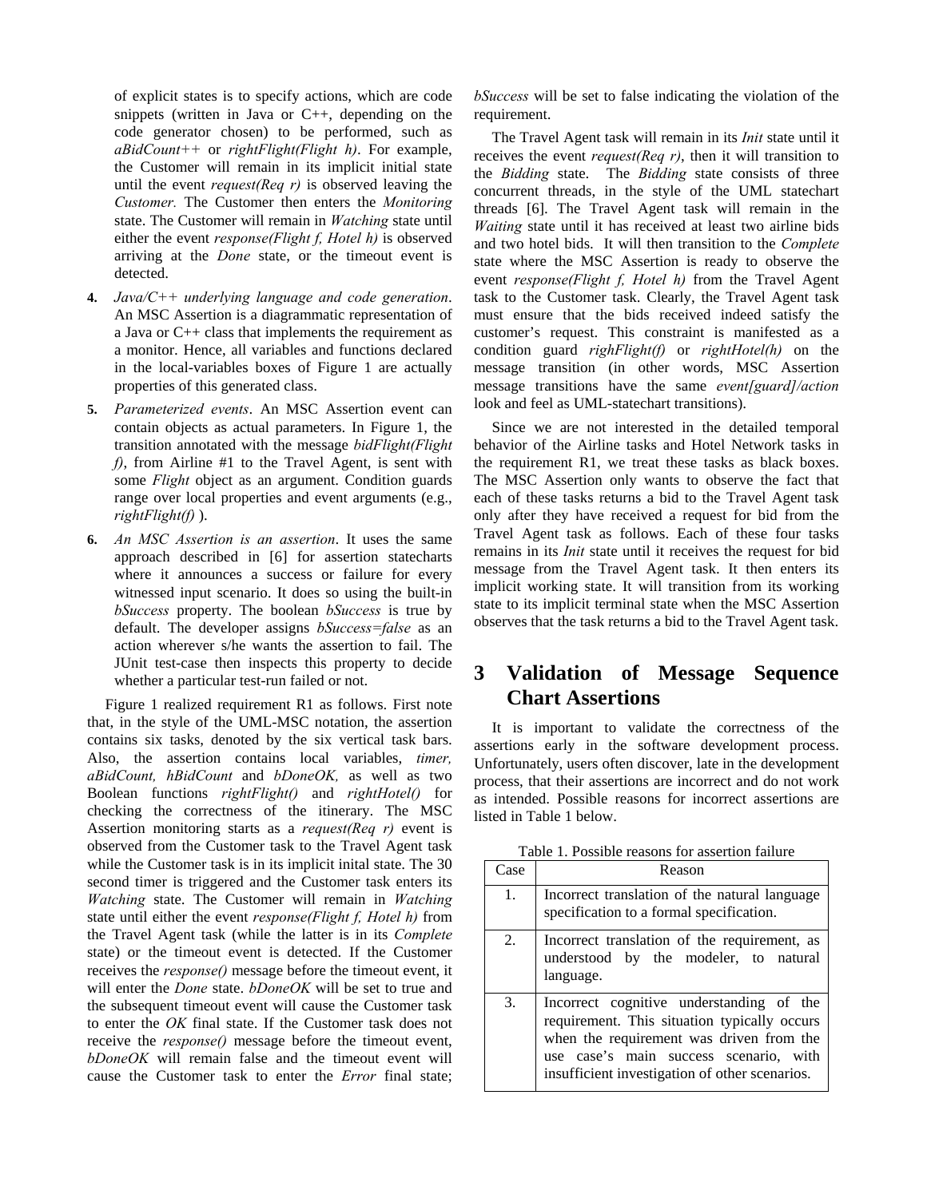of explicit states is to specify actions, which are code snippets (written in Java or C++, depending on the code generator chosen) to be performed, such as *aBidCount++* or *rightFlight(Flight h)*. For example, the Customer will remain in its implicit initial state until the event *request(Req r)* is observed leaving the *Customer.* The Customer then enters the *Monitoring* state. The Customer will remain in *Watching* state until either the event *response(Flight f, Hotel h)* is observed arriving at the *Done* state, or the timeout event is detected.

4. *Java/C++ underlying language and code generation*. An MSC Assertion is a diagrammatic representation of a Java or C++ class that implements the requirement as a monitor. Hence, all variables and functions declared in the local-variables boxes of Figure 1 are actually properties of this generated class.

5. *Parameterized events*. An MSC Assertion event can contain objects as actual parameters. In Figure 1, the transition annotated with the message *bidFlight(Flight f)*, from Airline #1 to the Travel Agent, is sent with some *Flight* object as an argument. Condition guards range over local properties and event arguments (e.g., *rightFlight(f)* ).

6. *An MSC Assertion is an assertion*. It uses the same approach described in [6] for assertion statecharts where it announces a success or failure for every witnessed input scenario. It does so using the built-in *bSuccess* property. The boolean *bSuccess* is true by default. The developer assigns *bSuccess=false* as an action wherever s/he wants the assertion to fail. The JUnit test-case then inspects this property to decide whether a particular test-run failed or not.

Figure 1 realized requirement R1 as follows. First note that, in the style of the UML-MSC notation, the assertion contains six tasks, denoted by the six vertical task bars. Also, the assertion contains local variables, *timer, aBidCount, hBidCount* and *bDoneOK,* as well as two Boolean functions *rightFlight()* and *rightHotel()* for checking the correctness of the itinerary. The MSC Assertion monitoring starts as a *request(Req r)* event is observed from the Customer task to the Travel Agent task while the Customer task is in its implicit inital state. The 30 second timer is triggered and the Customer task enters its *Watching* state. The Customer will remain in *Watching* state until either the event *response(Flight f, Hotel h)* from the Travel Agent task (while the latter is in its *Complete* state) or the timeout event is detected. If the Customer receives the *response()* message before the timeout event, it will enter the *Done* state. *bDoneOK* will be set to true and the subsequent timeout event will cause the Customer task to enter the *OK* final state. If the Customer task does not receive the *response()* message before the timeout event, *bDoneOK* will remain false and the timeout event will cause the Customer task to enter the *Error* final state; *bSuccess* will be set to false indicating the violation of the requirement.

The Travel Agent task will remain in its *Init* state until it receives the event *request(Req r)*, then it will transition to the *Bidding* state. The *Bidding* state consists of three concurrent threads, in the style of the UML statechart threads [6]. The Travel Agent task will remain in the *Waiting* state until it has received at least two airline bids and two hotel bids. It will then transition to the *Complete* state where the MSC Assertion is ready to observe the event *response(Flight f, Hotel h)* from the Travel Agent task to the Customer task. Clearly, the Travel Agent task must ensure that the bids received indeed satisfy the customer's request. This constraint is manifested as a condition guard *righFlight(f)* or *rightHotel(h)* on the message transition (in other words, MSC Assertion message transitions have the same *event[guard]/action* look and feel as UML-statechart transitions).

Since we are not interested in the detailed temporal behavior of the Airline tasks and Hotel Network tasks in the requirement R1, we treat these tasks as black boxes. The MSC Assertion only wants to observe the fact that each of these tasks returns a bid to the Travel Agent task only after they have received a request for bid from the Travel Agent task as follows. Each of these four tasks remains in its *Init* state until it receives the request for bid message from the Travel Agent task. It then enters its implicit working state. It will transition from its working state to its implicit terminal state when the MSC Assertion observes that the task returns a bid to the Travel Agent task.

# 3 Validation of Message Sequence Chart Assertions

It is important to validate the correctness of the assertions early in the software development process. Unfortunately, users often discover, late in the development process, that their assertions are incorrect and do not work as intended. Possible reasons for incorrect assertions are listed in Table 1 below.

Table 1. Possible reasons for assertion failure

| Case | Reason |
|---|---|
| 1. | Incorrect translation of the natural language specification to a formal specification. |
| 2. | Incorrect translation of the requirement, as understood by the modeler, to natural language. |
| 3. | Incorrect cognitive understanding of the requirement. This situation typically occurs when the requirement was driven from the use case's main success scenario, with insufficient investigation of other scenarios. |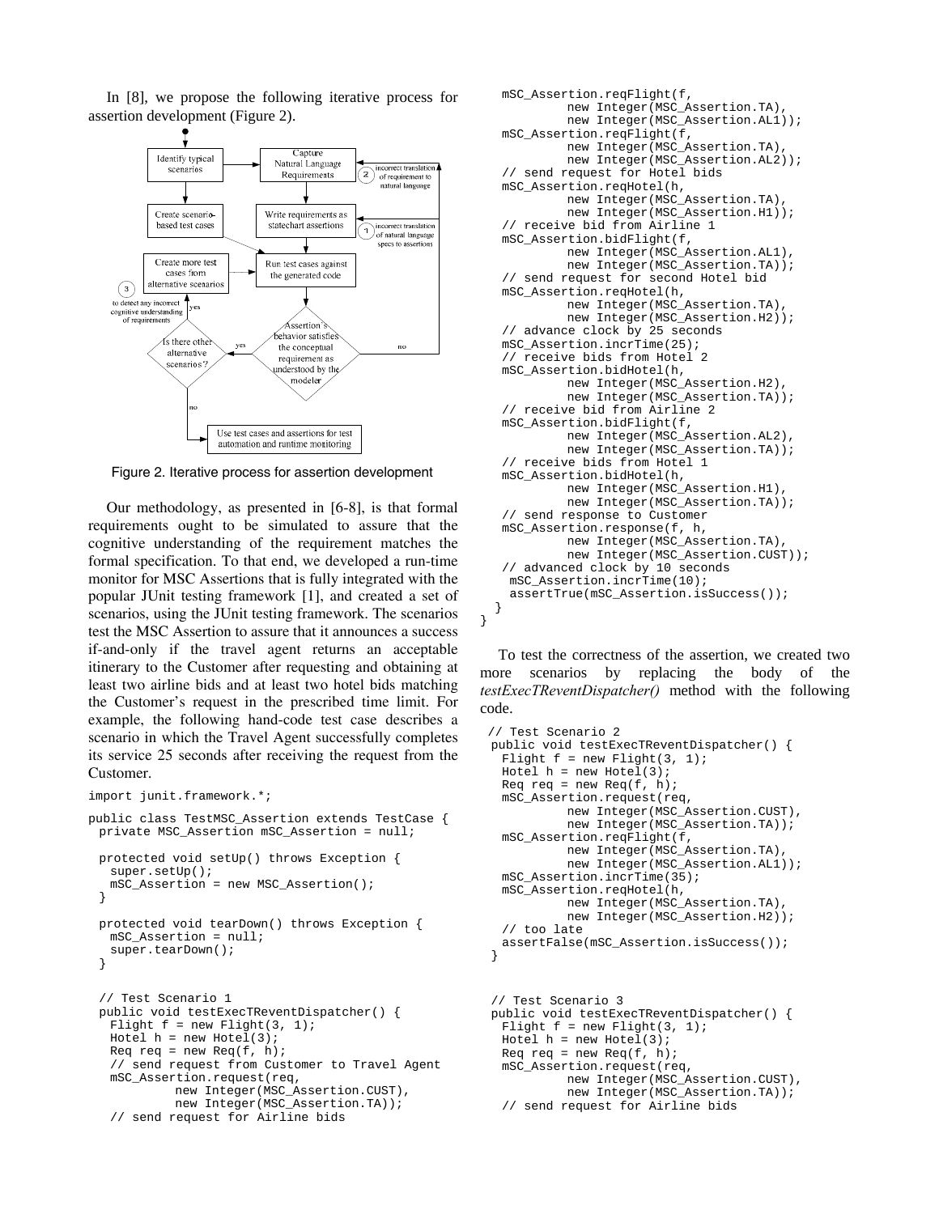In [8], we propose the following iterative process for assertion development (Figure 2).

Figure 2. Iterative process for assertion development

Our methodology, as presented in [6-8], is that formal requirements ought to be simulated to assure that the cognitive understanding of the requirement matches the formal specification. To that end, we developed a run-time monitor for MSC Assertions that is fully integrated with the popular JUnit testing framework [1], and created a set of scenarios, using the JUnit testing framework. The scenarios test the MSC Assertion to assure that it announces a success if-and-only if the travel agent returns an acceptable itinerary to the Customer after requesting and obtaining at least two airline bids and at least two hotel bids matching the Customer's request in the prescribed time limit. For example, the following hand-code test case describes a scenario in which the Travel Agent successfully completes its service 25 seconds after receiving the request from the Customer.

```
import junit.framework.*;

public class TestMSC_Assertion extends TestCase {
  private MSC_Assertion mSC_Assertion = null;

  protected void setUp() throws Exception {
    super.setUp();
    mSC_Assertion = new MSC_Assertion();
  }

  protected void tearDown() throws Exception {
    mSC_Assertion = null;
    super.tearDown();
  }

  // Test Scenario 1
  public void testExecTReventDispatcher() {
    Flight f = new Flight(3, 1);
    Hotel h = new Hotel(3);
    Req req = new Req(f, h);
    // send request from Customer to Travel Agent
    mSC_Assertion.request(req,
            new Integer(MSC_Assertion.CUST),
            new Integer(MSC_Assertion.TA));
    // send request for Airline bids
    mSC_Assertion.reqFlight(f,
            new Integer(MSC_Assertion.TA),
            new Integer(MSC_Assertion.AL1));
    mSC_Assertion.reqFlight(f,
            new Integer(MSC_Assertion.TA),
            new Integer(MSC_Assertion.AL2));
    // send request for Hotel bids
    mSC_Assertion.reqHotel(h,
            new Integer(MSC_Assertion.TA),
            new Integer(MSC_Assertion.H1));
    // receive bid from Airline 1
    mSC_Assertion.bidFlight(f,
            new Integer(MSC_Assertion.AL1),
            new Integer(MSC_Assertion.TA));
    // send request for second Hotel bid
    mSC_Assertion.reqHotel(h,
            new Integer(MSC_Assertion.TA),
            new Integer(MSC_Assertion.H2));
    // advance clock by 25 seconds
    mSC_Assertion.incrTime(25);
    // receive bids from Hotel 2
    mSC_Assertion.bidHotel(h,
            new Integer(MSC_Assertion.H2),
            new Integer(MSC_Assertion.TA));
    // receive bid from Airline 2
    mSC_Assertion.bidFlight(f,
            new Integer(MSC_Assertion.AL2),
            new Integer(MSC_Assertion.TA));
    // receive bids from Hotel 1
    mSC_Assertion.bidHotel(h,
            new Integer(MSC_Assertion.H1),
            new Integer(MSC_Assertion.TA));
    // send response to Customer
    mSC_Assertion.response(f, h,
            new Integer(MSC_Assertion.TA),
            new Integer(MSC_Assertion.CUST));
    // advanced clock by 10 seconds
     mSC_Assertion.incrTime(10);
     assertTrue(mSC_Assertion.isSuccess());
  }
}
```

To test the correctness of the assertion, we created two more scenarios by replacing the body of the *testExecTReventDispatcher()* method with the following code.

```
// Test Scenario 2
public void testExecTReventDispatcher() {
  Flight f = new Flight(3, 1);
  Hotel h = new Hotel(3);
  Req req = new Req(f, h);
  mSC_Assertion.request(req,
          new Integer(MSC_Assertion.CUST),
          new Integer(MSC_Assertion.TA));
  mSC_Assertion.reqFlight(f,
          new Integer(MSC_Assertion.TA),
          new Integer(MSC_Assertion.AL1));
  mSC_Assertion.incrTime(35);
  mSC_Assertion.reqHotel(h,
          new Integer(MSC_Assertion.TA),
          new Integer(MSC_Assertion.H2));
  // too late
  assertFalse(mSC_Assertion.isSuccess());
}
```

```
// Test Scenario 3
public void testExecTReventDispatcher() {
  Flight f = new Flight(3, 1);
  Hotel h = new Hotel(3);
  Req req = new Req(f, h);
  mSC_Assertion.request(req,
          new Integer(MSC_Assertion.CUST),
          new Integer(MSC_Assertion.TA));
  // send request for Airline bids
```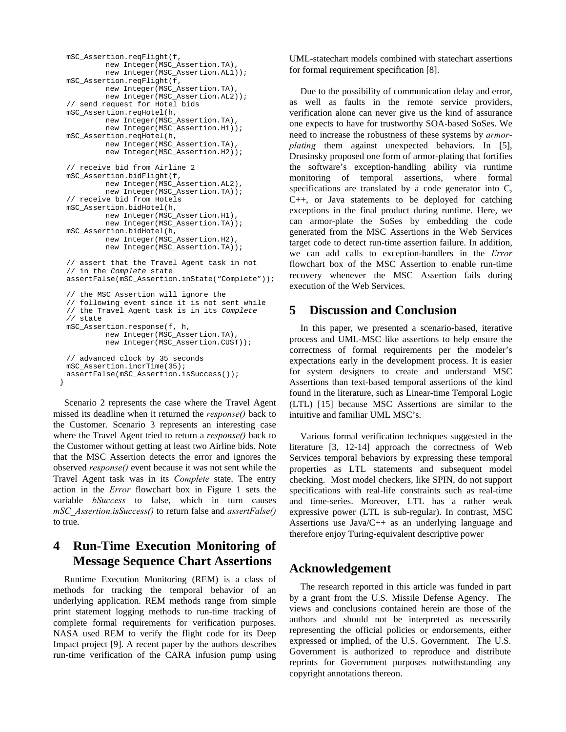```
  mSC_Assertion.reqFlight(f,
          new Integer(MSC_Assertion.TA),
          new Integer(MSC_Assertion.AL1));
  mSC_Assertion.reqFlight(f,
          new Integer(MSC_Assertion.TA),
          new Integer(MSC_Assertion.AL2));
  // send request for Hotel bids
  mSC_Assertion.reqHotel(h,
          new Integer(MSC_Assertion.TA),
          new Integer(MSC_Assertion.H1));
  mSC_Assertion.reqHotel(h,
          new Integer(MSC_Assertion.TA),
          new Integer(MSC_Assertion.H2));

  // receive bid from Airline 2
  mSC_Assertion.bidFlight(f,
          new Integer(MSC_Assertion.AL2),
          new Integer(MSC_Assertion.TA));
  // receive bid from Hotels
  mSC_Assertion.bidHotel(h,
          new Integer(MSC_Assertion.H1),
          new Integer(MSC_Assertion.TA));
  mSC_Assertion.bidHotel(h,
          new Integer(MSC_Assertion.H2),
          new Integer(MSC_Assertion.TA));

  // assert that the Travel Agent task in not
  // in the Complete state
  assertFalse(mSC_Assertion.inState("Complete"));

  // the MSC Assertion will ignore the
  // following event since it is not sent while
  // the Travel Agent task is in its Complete
  // state
  mSC_Assertion.response(f, h,
          new Integer(MSC_Assertion.TA),
          new Integer(MSC_Assertion.CUST));

  // advanced clock by 35 seconds
  mSC_Assertion.incrTime(35);
  assertFalse(mSC_Assertion.isSuccess());
}
```

Scenario 2 represents the case where the Travel Agent missed its deadline when it returned the *response()* back to the Customer. Scenario 3 represents an interesting case where the Travel Agent tried to return a *response()* back to the Customer without getting at least two Airline bids. Note that the MSC Assertion detects the error and ignores the observed *response()* event because it was not sent while the Travel Agent task was in its *Complete* state. The entry action in the *Error* flowchart box in Figure 1 sets the variable *bSuccess* to false, which in turn causes *mSC_Assertion.isSuccess()* to return false and *assertFalse()* to true.

# 4 Run-Time Execution Monitoring of Message Sequence Chart Assertions

Runtime Execution Monitoring (REM) is a class of methods for tracking the temporal behavior of an underlying application. REM methods range from simple print statement logging methods to run-time tracking of complete formal requirements for verification purposes. NASA used REM to verify the flight code for its Deep Impact project [9]. A recent paper by the authors describes run-time verification of the CARA infusion pump using UML-statechart models combined with statechart assertions for formal requirement specification [8].

Due to the possibility of communication delay and error, as well as faults in the remote service providers, verification alone can never give us the kind of assurance one expects to have for trustworthy SOA-based SoSes. We need to increase the robustness of these systems by *armor-plating* them against unexpected behaviors. In [5], Drusinsky proposed one form of armor-plating that fortifies the software's exception-handling ability via runtime monitoring of temporal assertions, where formal specifications are translated by a code generator into C, C++, or Java statements to be deployed for catching exceptions in the final product during runtime. Here, we can armor-plate the SoSes by embedding the code generated from the MSC Assertions in the Web Services target code to detect run-time assertion failure. In addition, we can add calls to exception-handlers in the *Error* flowchart box of the MSC Assertion to enable run-time recovery whenever the MSC Assertion fails during execution of the Web Services.

# 5 Discussion and Conclusion

In this paper, we presented a scenario-based, iterative process and UML-MSC like assertions to help ensure the correctness of formal requirements per the modeler's expectations early in the development process. It is easier for system designers to create and understand MSC Assertions than text-based temporal assertions of the kind found in the literature, such as Linear-time Temporal Logic (LTL) [15] because MSC Assertions are similar to the intuitive and familiar UML MSC's.

Various formal verification techniques suggested in the literature [3, 12-14] approach the correctness of Web Services temporal behaviors by expressing these temporal properties as LTL statements and subsequent model checking. Most model checkers, like SPIN, do not support specifications with real-life constraints such as real-time and time-series. Moreover, LTL has a rather weak expressive power (LTL is sub-regular). In contrast, MSC Assertions use Java/C++ as an underlying language and therefore enjoy Turing-equivalent descriptive power

# Acknowledgement

The research reported in this article was funded in part by a grant from the U.S. Missile Defense Agency. The views and conclusions contained herein are those of the authors and should not be interpreted as necessarily representing the official policies or endorsements, either expressed or implied, of the U.S. Government. The U.S. Government is authorized to reproduce and distribute reprints for Government purposes notwithstanding any copyright annotations thereon.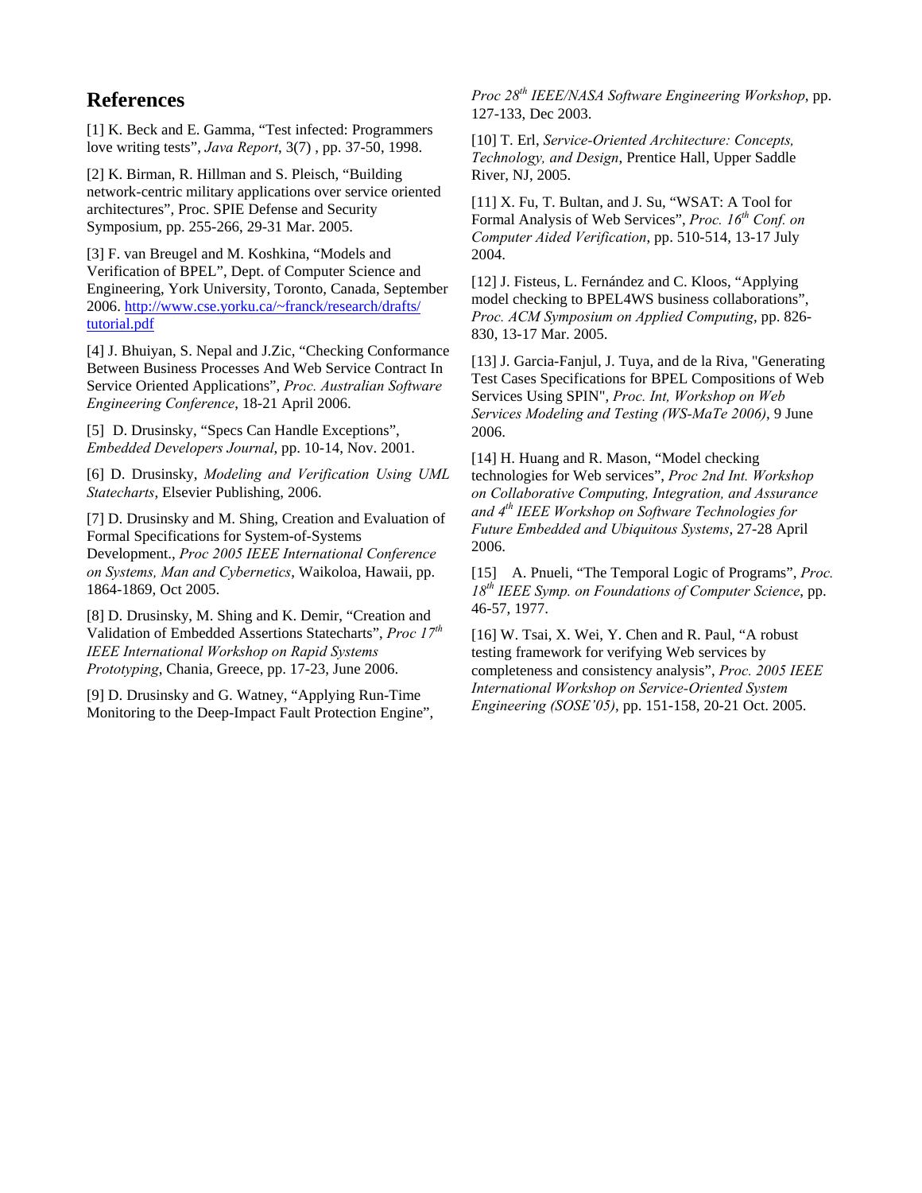## References

[1] K. Beck and E. Gamma, "Test infected: Programmers love writing tests", *Java Report*, 3(7) , pp. 37-50, 1998.

[2] K. Birman, R. Hillman and S. Pleisch, "Building network-centric military applications over service oriented architectures", Proc. SPIE Defense and Security Symposium, pp. 255-266, 29-31 Mar. 2005.

[3] F. van Breugel and M. Koshkina, "Models and Verification of BPEL", Dept. of Computer Science and Engineering, York University, Toronto, Canada, September 2006. http://www.cse.yorku.ca/~franck/research/drafts/tutorial.pdf

[4] J. Bhuiyan, S. Nepal and J.Zic, "Checking Conformance Between Business Processes And Web Service Contract In Service Oriented Applications", *Proc. Australian Software Engineering Conference*, 18-21 April 2006.

[5] D. Drusinsky, "Specs Can Handle Exceptions", *Embedded Developers Journal*, pp. 10-14, Nov. 2001.

[6] D. Drusinsky, *Modeling and Verification Using UML Statecharts*, Elsevier Publishing, 2006.

[7] D. Drusinsky and M. Shing, Creation and Evaluation of Formal Specifications for System-of-Systems Development., *Proc 2005 IEEE International Conference on Systems, Man and Cybernetics*, Waikoloa, Hawaii, pp. 1864-1869, Oct 2005.

[8] D. Drusinsky, M. Shing and K. Demir, "Creation and Validation of Embedded Assertions Statecharts", *Proc 17th IEEE International Workshop on Rapid Systems Prototyping*, Chania, Greece, pp. 17-23, June 2006.

[9] D. Drusinsky and G. Watney, "Applying Run-Time Monitoring to the Deep-Impact Fault Protection Engine", *Proc 28th IEEE/NASA Software Engineering Workshop*, pp. 127-133, Dec 2003.

[10] T. Erl, *Service-Oriented Architecture: Concepts, Technology, and Design*, Prentice Hall, Upper Saddle River, NJ, 2005.

[11] X. Fu, T. Bultan, and J. Su, "WSAT: A Tool for Formal Analysis of Web Services", *Proc. 16th Conf. on Computer Aided Verification*, pp. 510-514, 13-17 July 2004.

[12] J. Fisteus, L. Fernández and C. Kloos, "Applying model checking to BPEL4WS business collaborations", *Proc. ACM Symposium on Applied Computing*, pp. 826-830, 13-17 Mar. 2005.

[13] J. Garcia-Fanjul, J. Tuya, and de la Riva, "Generating Test Cases Specifications for BPEL Compositions of Web Services Using SPIN", *Proc. Int, Workshop on Web Services Modeling and Testing (WS-MaTe 2006)*, 9 June 2006.

[14] H. Huang and R. Mason, "Model checking technologies for Web services", *Proc 2nd Int. Workshop on Collaborative Computing, Integration, and Assurance and 4th IEEE Workshop on Software Technologies for Future Embedded and Ubiquitous Systems*, 27-28 April 2006.

[15] A. Pnueli, "The Temporal Logic of Programs", *Proc. 18th IEEE Symp. on Foundations of Computer Science*, pp. 46-57, 1977.

[16] W. Tsai, X. Wei, Y. Chen and R. Paul, "A robust testing framework for verifying Web services by completeness and consistency analysis", *Proc. 2005 IEEE International Workshop on Service-Oriented System Engineering (SOSE'05)*, pp. 151-158, 20-21 Oct. 2005.